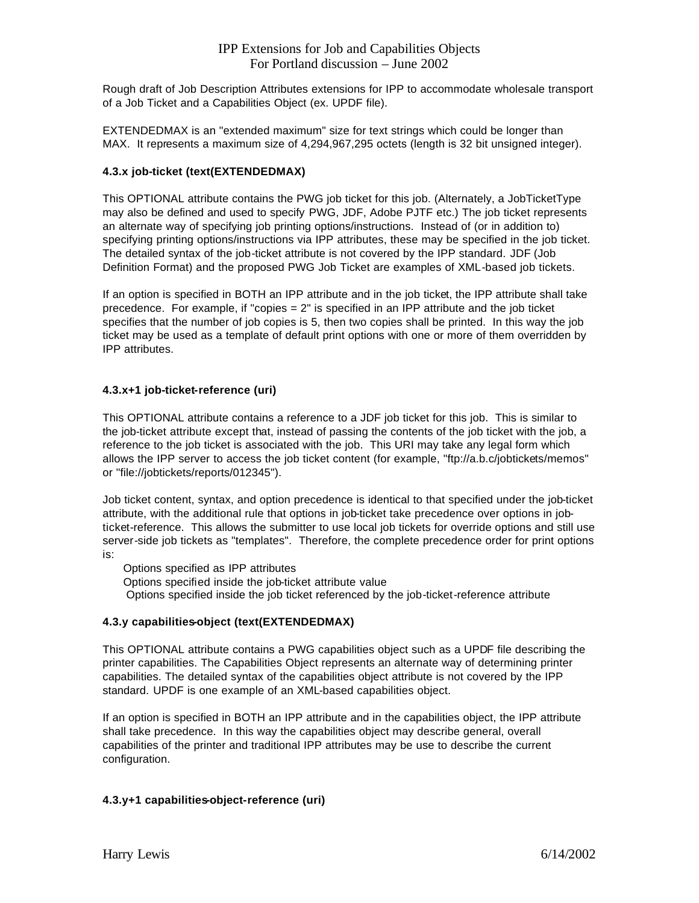# IPP Extensions for Job and Capabilities Objects
For Portland discussion – June 2002

Rough draft of Job Description Attributes extensions for IPP to accommodate wholesale transport of a Job Ticket and a Capabilities Object (ex. UPDF file).

EXTENDEDMAX is an "extended maximum" size for text strings which could be longer than MAX. It represents a maximum size of 4,294,967,295 octets (length is 32 bit unsigned integer).

### 4.3.x job-ticket (text(EXTENDEDMAX)

This OPTIONAL attribute contains the PWG job ticket for this job. (Alternately, a JobTicketType may also be defined and used to specify PWG, JDF, Adobe PJTF etc.) The job ticket represents an alternate way of specifying job printing options/instructions. Instead of (or in addition to) specifying printing options/instructions via IPP attributes, these may be specified in the job ticket. The detailed syntax of the job-ticket attribute is not covered by the IPP standard. JDF (Job Definition Format) and the proposed PWG Job Ticket are examples of XML-based job tickets.

If an option is specified in BOTH an IPP attribute and in the job ticket, the IPP attribute shall take precedence. For example, if "copies = 2" is specified in an IPP attribute and the job ticket specifies that the number of job copies is 5, then two copies shall be printed. In this way the job ticket may be used as a template of default print options with one or more of them overridden by IPP attributes.

### 4.3.x+1 job-ticket-reference (uri)

This OPTIONAL attribute contains a reference to a JDF job ticket for this job. This is similar to the job-ticket attribute except that, instead of passing the contents of the job ticket with the job, a reference to the job ticket is associated with the job. This URI may take any legal form which allows the IPP server to access the job ticket content (for example, "ftp://a.b.c/jobtickets/memos" or "file://jobtickets/reports/012345").

Job ticket content, syntax, and option precedence is identical to that specified under the job-ticket attribute, with the additional rule that options in job-ticket take precedence over options in job-ticket-reference. This allows the submitter to use local job tickets for override options and still use server-side job tickets as "templates". Therefore, the complete precedence order for print options is:

Options specified as IPP attributes
Options specified inside the job-ticket attribute value
Options specified inside the job ticket referenced by the job-ticket-reference attribute

### 4.3.y capabilities-object (text(EXTENDEDMAX)

This OPTIONAL attribute contains a PWG capabilities object such as a UPDF file describing the printer capabilities. The Capabilities Object represents an alternate way of determining printer capabilities. The detailed syntax of the capabilities object attribute is not covered by the IPP standard. UPDF is one example of an XML-based capabilities object.

If an option is specified in BOTH an IPP attribute and in the capabilities object, the IPP attribute shall take precedence. In this way the capabilities object may describe general, overall capabilities of the printer and traditional IPP attributes may be use to describe the current configuration.

### 4.3.y+1 capabilities-object-reference (uri)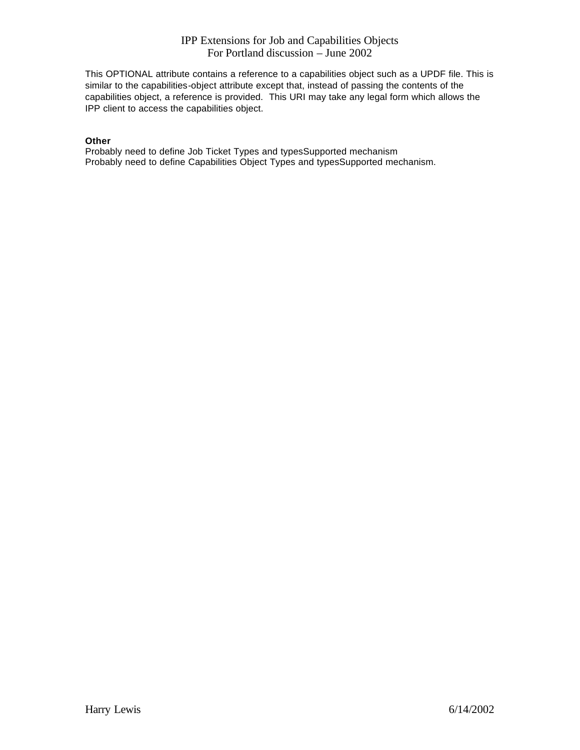This OPTIONAL attribute contains a reference to a capabilities object such as a UPDF file. This is similar to the capabilities-object attribute except that, instead of passing the contents of the capabilities object, a reference is provided. This URI may take any legal form which allows the IPP client to access the capabilities object.

**Other**

Probably need to define Job Ticket Types and typesSupported mechanism
Probably need to define Capabilities Object Types and typesSupported mechanism.